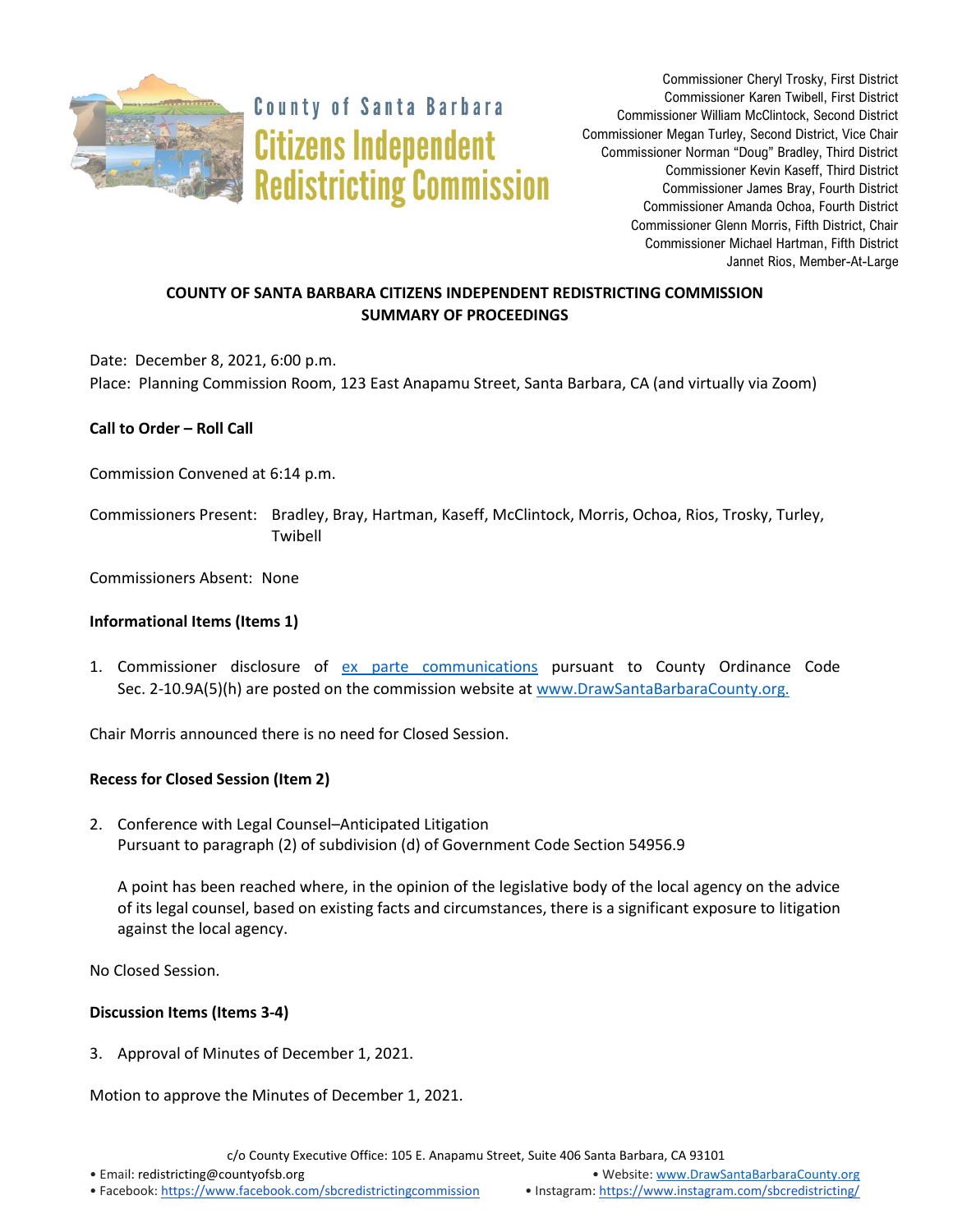County of Santa Barbara
**Citizens Independent Redistricting Commission**

Commissioner Cheryl Trosky, First District
Commissioner Karen Twibell, First District
Commissioner William McClintock, Second District
Commissioner Megan Turley, Second District, Vice Chair
Commissioner Norman "Doug" Bradley, Third District
Commissioner Kevin Kaseff, Third District
Commissioner James Bray, Fourth District
Commissioner Amanda Ochoa, Fourth District
Commissioner Glenn Morris, Fifth District, Chair
Commissioner Michael Hartman, Fifth District
Jannet Rios, Member-At-Large

**COUNTY OF SANTA BARBARA CITIZENS INDEPENDENT REDISTRICTING COMMISSION**
**SUMMARY OF PROCEEDINGS**

Date: December 8, 2021, 6:00 p.m.
Place: Planning Commission Room, 123 East Anapamu Street, Santa Barbara, CA (and virtually via Zoom)

**Call to Order – Roll Call**

Commission Convened at 6:14 p.m.

Commissioners Present: Bradley, Bray, Hartman, Kaseff, McClintock, Morris, Ochoa, Rios, Trosky, Turley, Twibell

Commissioners Absent: None

**Informational Items (Items 1)**

1. Commissioner disclosure of ex parte communications pursuant to County Ordinance Code Sec. 2-10.9A(5)(h) are posted on the commission website at www.DrawSantaBarbaraCounty.org.

Chair Morris announced there is no need for Closed Session.

**Recess for Closed Session (Item 2)**

2. Conference with Legal Counsel–Anticipated Litigation
Pursuant to paragraph (2) of subdivision (d) of Government Code Section 54956.9

   A point has been reached where, in the opinion of the legislative body of the local agency on the advice of its legal counsel, based on existing facts and circumstances, there is a significant exposure to litigation against the local agency.

No Closed Session.

**Discussion Items (Items 3-4)**

3. Approval of Minutes of December 1, 2021.

Motion to approve the Minutes of December 1, 2021.

c/o County Executive Office: 105 E. Anapamu Street, Suite 406 Santa Barbara, CA 93101
• Email: redistricting@countyofsb.org • Website: www.DrawSantaBarbaraCounty.org
• Facebook: https://www.facebook.com/sbcredistrictingcommission • Instagram: https://www.instagram.com/sbcredistricting/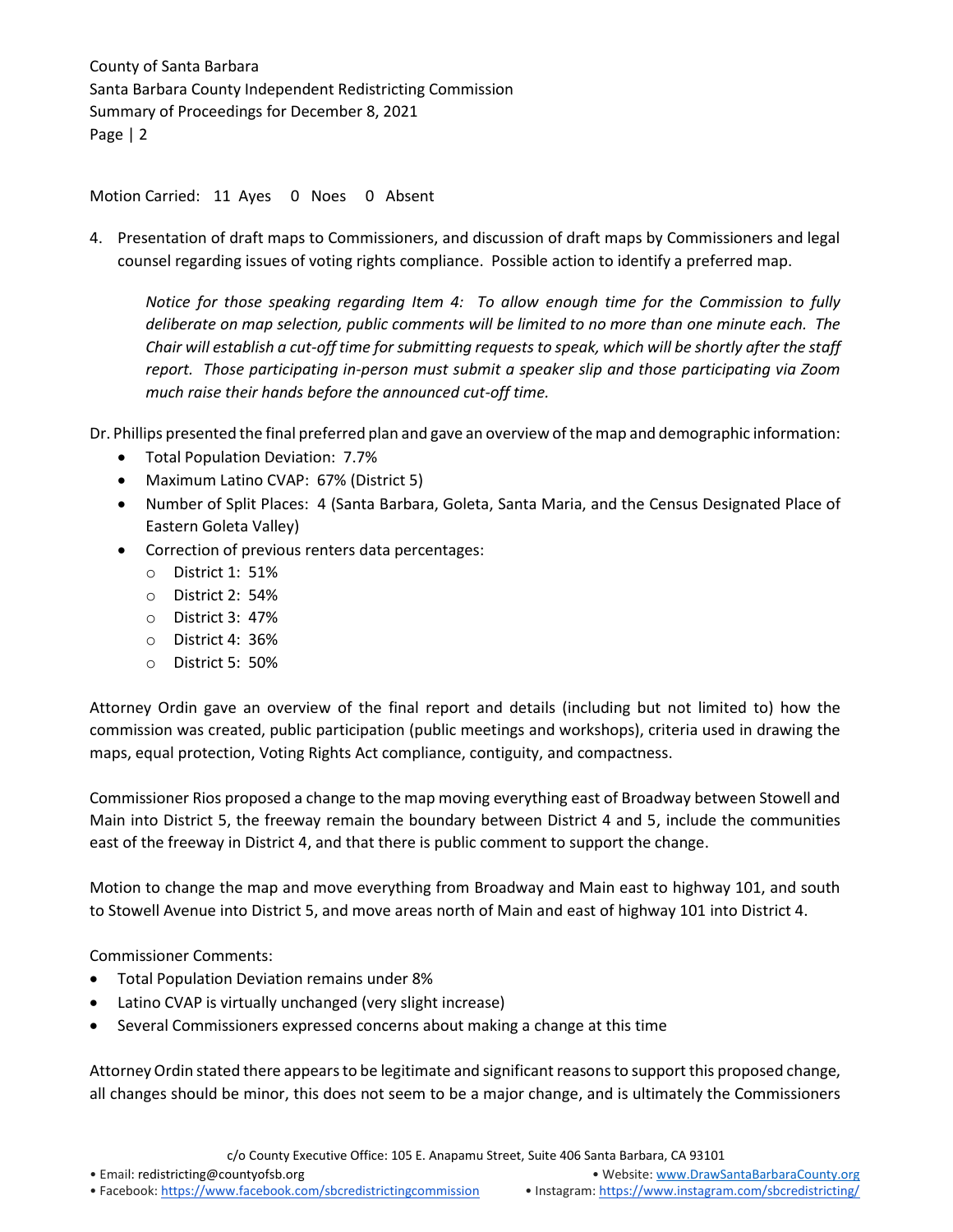Motion Carried: 11 Ayes 0 Noes 0 Absent

4. Presentation of draft maps to Commissioners, and discussion of draft maps by Commissioners and legal counsel regarding issues of voting rights compliance. Possible action to identify a preferred map.

   *Notice for those speaking regarding Item 4: To allow enough time for the Commission to fully deliberate on map selection, public comments will be limited to no more than one minute each. The Chair will establish a cut-off time for submitting requests to speak, which will be shortly after the staff report. Those participating in-person must submit a speaker slip and those participating via Zoom much raise their hands before the announced cut-off time.*

Dr. Phillips presented the final preferred plan and gave an overview of the map and demographic information:

- Total Population Deviation: 7.7%
- Maximum Latino CVAP: 67% (District 5)
- Number of Split Places: 4 (Santa Barbara, Goleta, Santa Maria, and the Census Designated Place of Eastern Goleta Valley)
- Correction of previous renters data percentages:
  - District 1: 51%
  - District 2: 54%
  - District 3: 47%
  - District 4: 36%
  - District 5: 50%

Attorney Ordin gave an overview of the final report and details (including but not limited to) how the commission was created, public participation (public meetings and workshops), criteria used in drawing the maps, equal protection, Voting Rights Act compliance, contiguity, and compactness.

Commissioner Rios proposed a change to the map moving everything east of Broadway between Stowell and Main into District 5, the freeway remain the boundary between District 4 and 5, include the communities east of the freeway in District 4, and that there is public comment to support the change.

Motion to change the map and move everything from Broadway and Main east to highway 101, and south to Stowell Avenue into District 5, and move areas north of Main and east of highway 101 into District 4.

Commissioner Comments:

- Total Population Deviation remains under 8%
- Latino CVAP is virtually unchanged (very slight increase)
- Several Commissioners expressed concerns about making a change at this time

Attorney Ordin stated there appears to be legitimate and significant reasons to support this proposed change, all changes should be minor, this does not seem to be a major change, and is ultimately the Commissioners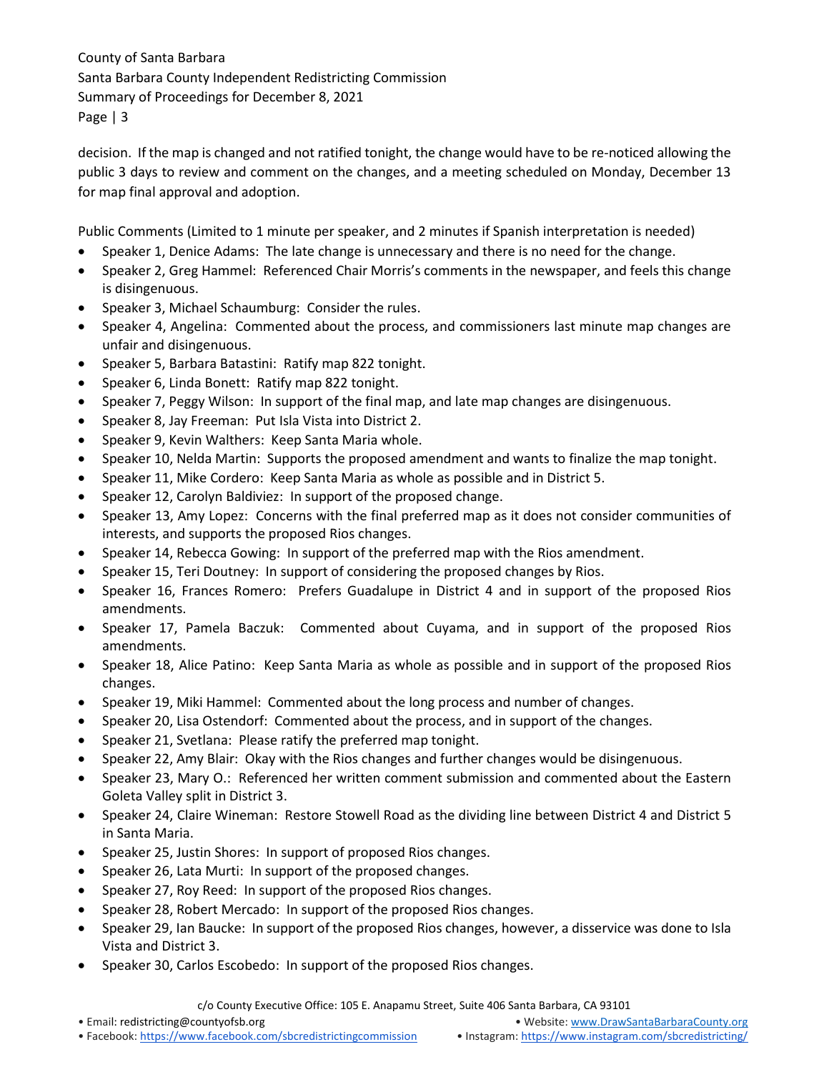decision. If the map is changed and not ratified tonight, the change would have to be re-noticed allowing the public 3 days to review and comment on the changes, and a meeting scheduled on Monday, December 13 for map final approval and adoption.

Public Comments (Limited to 1 minute per speaker, and 2 minutes if Spanish interpretation is needed)

- Speaker 1, Denice Adams: The late change is unnecessary and there is no need for the change.
- Speaker 2, Greg Hammel: Referenced Chair Morris's comments in the newspaper, and feels this change is disingenuous.
- Speaker 3, Michael Schaumburg: Consider the rules.
- Speaker 4, Angelina: Commented about the process, and commissioners last minute map changes are unfair and disingenuous.
- Speaker 5, Barbara Batastini: Ratify map 822 tonight.
- Speaker 6, Linda Bonett: Ratify map 822 tonight.
- Speaker 7, Peggy Wilson: In support of the final map, and late map changes are disingenuous.
- Speaker 8, Jay Freeman: Put Isla Vista into District 2.
- Speaker 9, Kevin Walthers: Keep Santa Maria whole.
- Speaker 10, Nelda Martin: Supports the proposed amendment and wants to finalize the map tonight.
- Speaker 11, Mike Cordero: Keep Santa Maria as whole as possible and in District 5.
- Speaker 12, Carolyn Baldiviez: In support of the proposed change.
- Speaker 13, Amy Lopez: Concerns with the final preferred map as it does not consider communities of interests, and supports the proposed Rios changes.
- Speaker 14, Rebecca Gowing: In support of the preferred map with the Rios amendment.
- Speaker 15, Teri Doutney: In support of considering the proposed changes by Rios.
- Speaker 16, Frances Romero: Prefers Guadalupe in District 4 and in support of the proposed Rios amendments.
- Speaker 17, Pamela Baczuk: Commented about Cuyama, and in support of the proposed Rios amendments.
- Speaker 18, Alice Patino: Keep Santa Maria as whole as possible and in support of the proposed Rios changes.
- Speaker 19, Miki Hammel: Commented about the long process and number of changes.
- Speaker 20, Lisa Ostendorf: Commented about the process, and in support of the changes.
- Speaker 21, Svetlana: Please ratify the preferred map tonight.
- Speaker 22, Amy Blair: Okay with the Rios changes and further changes would be disingenuous.
- Speaker 23, Mary O.: Referenced her written comment submission and commented about the Eastern Goleta Valley split in District 3.
- Speaker 24, Claire Wineman: Restore Stowell Road as the dividing line between District 4 and District 5 in Santa Maria.
- Speaker 25, Justin Shores: In support of proposed Rios changes.
- Speaker 26, Lata Murti: In support of the proposed changes.
- Speaker 27, Roy Reed: In support of the proposed Rios changes.
- Speaker 28, Robert Mercado: In support of the proposed Rios changes.
- Speaker 29, Ian Baucke: In support of the proposed Rios changes, however, a disservice was done to Isla Vista and District 3.
- Speaker 30, Carlos Escobedo: In support of the proposed Rios changes.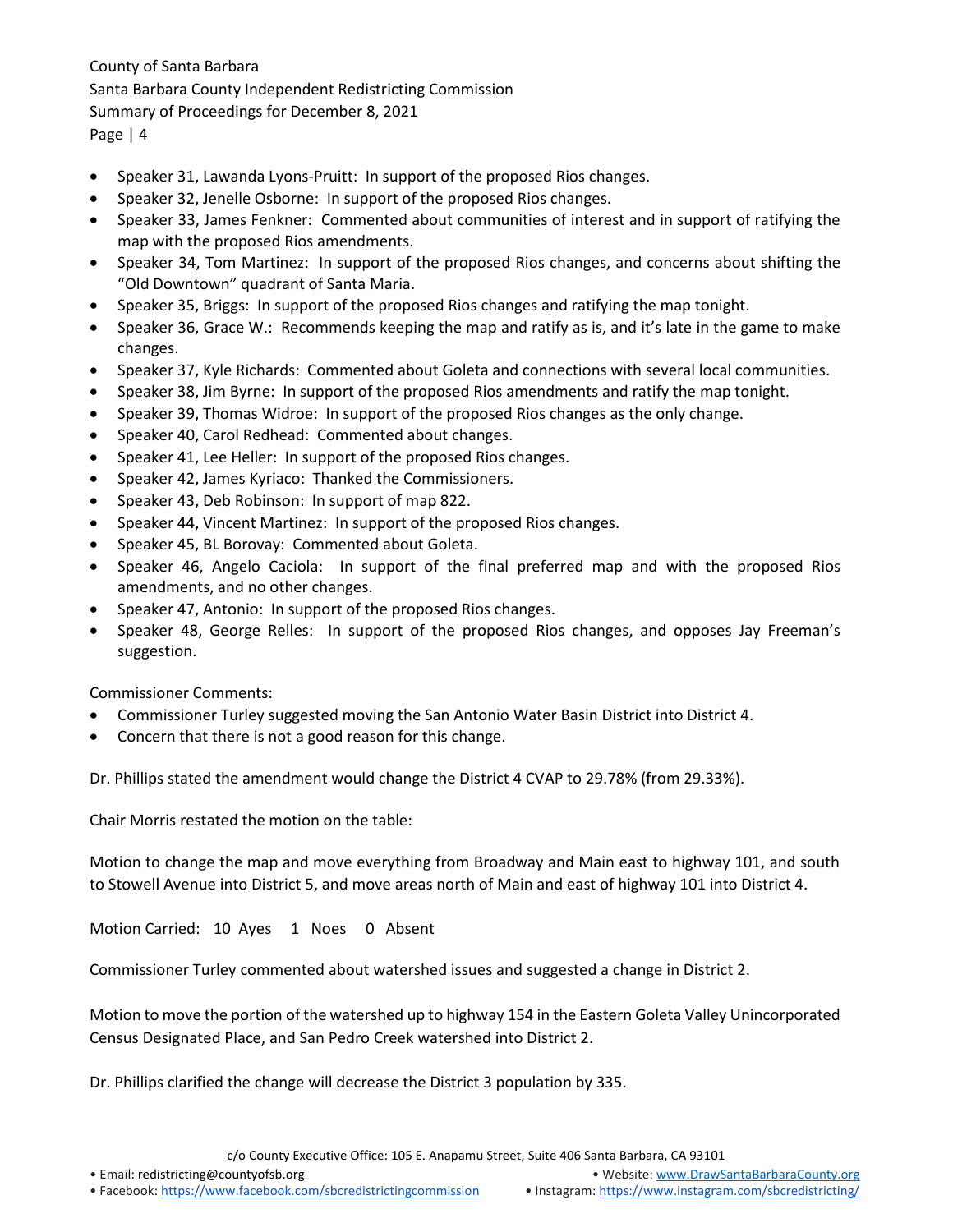- Speaker 31, Lawanda Lyons-Pruitt: In support of the proposed Rios changes.
- Speaker 32, Jenelle Osborne: In support of the proposed Rios changes.
- Speaker 33, James Fenkner: Commented about communities of interest and in support of ratifying the map with the proposed Rios amendments.
- Speaker 34, Tom Martinez: In support of the proposed Rios changes, and concerns about shifting the "Old Downtown" quadrant of Santa Maria.
- Speaker 35, Briggs: In support of the proposed Rios changes and ratifying the map tonight.
- Speaker 36, Grace W.: Recommends keeping the map and ratify as is, and it's late in the game to make changes.
- Speaker 37, Kyle Richards: Commented about Goleta and connections with several local communities.
- Speaker 38, Jim Byrne: In support of the proposed Rios amendments and ratify the map tonight.
- Speaker 39, Thomas Widroe: In support of the proposed Rios changes as the only change.
- Speaker 40, Carol Redhead: Commented about changes.
- Speaker 41, Lee Heller: In support of the proposed Rios changes.
- Speaker 42, James Kyriaco: Thanked the Commissioners.
- Speaker 43, Deb Robinson: In support of map 822.
- Speaker 44, Vincent Martinez: In support of the proposed Rios changes.
- Speaker 45, BL Borovay: Commented about Goleta.
- Speaker 46, Angelo Caciola: In support of the final preferred map and with the proposed Rios amendments, and no other changes.
- Speaker 47, Antonio: In support of the proposed Rios changes.
- Speaker 48, George Relles: In support of the proposed Rios changes, and opposes Jay Freeman's suggestion.

Commissioner Comments:
- Commissioner Turley suggested moving the San Antonio Water Basin District into District 4.
- Concern that there is not a good reason for this change.

Dr. Phillips stated the amendment would change the District 4 CVAP to 29.78% (from 29.33%).

Chair Morris restated the motion on the table:

Motion to change the map and move everything from Broadway and Main east to highway 101, and south to Stowell Avenue into District 5, and move areas north of Main and east of highway 101 into District 4.

Motion Carried: 10 Ayes 1 Noes 0 Absent

Commissioner Turley commented about watershed issues and suggested a change in District 2.

Motion to move the portion of the watershed up to highway 154 in the Eastern Goleta Valley Unincorporated Census Designated Place, and San Pedro Creek watershed into District 2.

Dr. Phillips clarified the change will decrease the District 3 population by 335.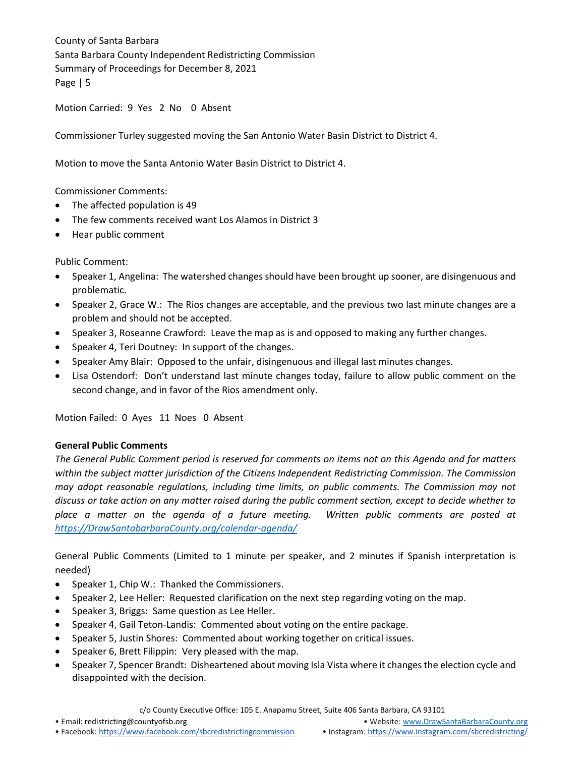Motion Carried: 9 Yes 2 No 0 Absent

Commissioner Turley suggested moving the San Antonio Water Basin District to District 4.

Motion to move the Santa Antonio Water Basin District to District 4.

Commissioner Comments:

- The affected population is 49
- The few comments received want Los Alamos in District 3
- Hear public comment

Public Comment:

- Speaker 1, Angelina: The watershed changes should have been brought up sooner, are disingenuous and problematic.
- Speaker 2, Grace W.: The Rios changes are acceptable, and the previous two last minute changes are a problem and should not be accepted.
- Speaker 3, Roseanne Crawford: Leave the map as is and opposed to making any further changes.
- Speaker 4, Teri Doutney: In support of the changes.
- Speaker Amy Blair: Opposed to the unfair, disingenuous and illegal last minutes changes.
- Lisa Ostendorf: Don't understand last minute changes today, failure to allow public comment on the second change, and in favor of the Rios amendment only.

Motion Failed: 0 Ayes 11 Noes 0 Absent

**General Public Comments**

*The General Public Comment period is reserved for comments on items not on this Agenda and for matters within the subject matter jurisdiction of the Citizens Independent Redistricting Commission. The Commission may adopt reasonable regulations, including time limits, on public comments. The Commission may not discuss or take action on any matter raised during the public comment section, except to decide whether to place a matter on the agenda of a future meeting. Written public comments are posted at [https://DrawSantabarbaraCounty.org/calendar-agenda/](https://DrawSantabarbaraCounty.org/calendar-agenda/)*

General Public Comments (Limited to 1 minute per speaker, and 2 minutes if Spanish interpretation is needed)

- Speaker 1, Chip W.: Thanked the Commissioners.
- Speaker 2, Lee Heller: Requested clarification on the next step regarding voting on the map.
- Speaker 3, Briggs: Same question as Lee Heller.
- Speaker 4, Gail Teton-Landis: Commented about voting on the entire package.
- Speaker 5, Justin Shores: Commented about working together on critical issues.
- Speaker 6, Brett Filippin: Very pleased with the map.
- Speaker 7, Spencer Brandt: Disheartened about moving Isla Vista where it changes the election cycle and disappointed with the decision.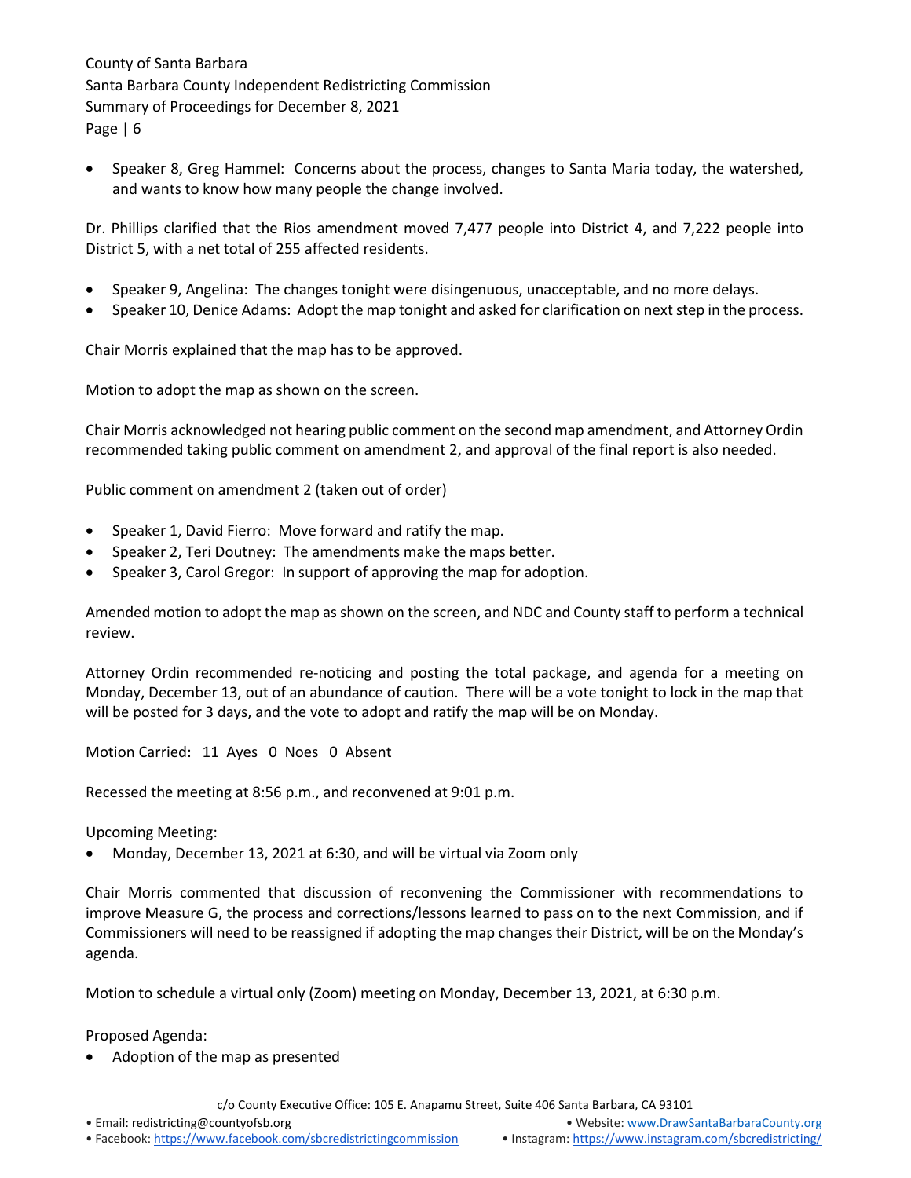- Speaker 8, Greg Hammel: Concerns about the process, changes to Santa Maria today, the watershed, and wants to know how many people the change involved.

Dr. Phillips clarified that the Rios amendment moved 7,477 people into District 4, and 7,222 people into District 5, with a net total of 255 affected residents.

- Speaker 9, Angelina: The changes tonight were disingenuous, unacceptable, and no more delays.
- Speaker 10, Denice Adams: Adopt the map tonight and asked for clarification on next step in the process.

Chair Morris explained that the map has to be approved.

Motion to adopt the map as shown on the screen.

Chair Morris acknowledged not hearing public comment on the second map amendment, and Attorney Ordin recommended taking public comment on amendment 2, and approval of the final report is also needed.

Public comment on amendment 2 (taken out of order)

- Speaker 1, David Fierro: Move forward and ratify the map.
- Speaker 2, Teri Doutney: The amendments make the maps better.
- Speaker 3, Carol Gregor: In support of approving the map for adoption.

Amended motion to adopt the map as shown on the screen, and NDC and County staff to perform a technical review.

Attorney Ordin recommended re-noticing and posting the total package, and agenda for a meeting on Monday, December 13, out of an abundance of caution. There will be a vote tonight to lock in the map that will be posted for 3 days, and the vote to adopt and ratify the map will be on Monday.

Motion Carried: 11 Ayes 0 Noes 0 Absent

Recessed the meeting at 8:56 p.m., and reconvened at 9:01 p.m.

Upcoming Meeting:

- Monday, December 13, 2021 at 6:30, and will be virtual via Zoom only

Chair Morris commented that discussion of reconvening the Commissioner with recommendations to improve Measure G, the process and corrections/lessons learned to pass on to the next Commission, and if Commissioners will need to be reassigned if adopting the map changes their District, will be on the Monday's agenda.

Motion to schedule a virtual only (Zoom) meeting on Monday, December 13, 2021, at 6:30 p.m.

Proposed Agenda:

- Adoption of the map as presented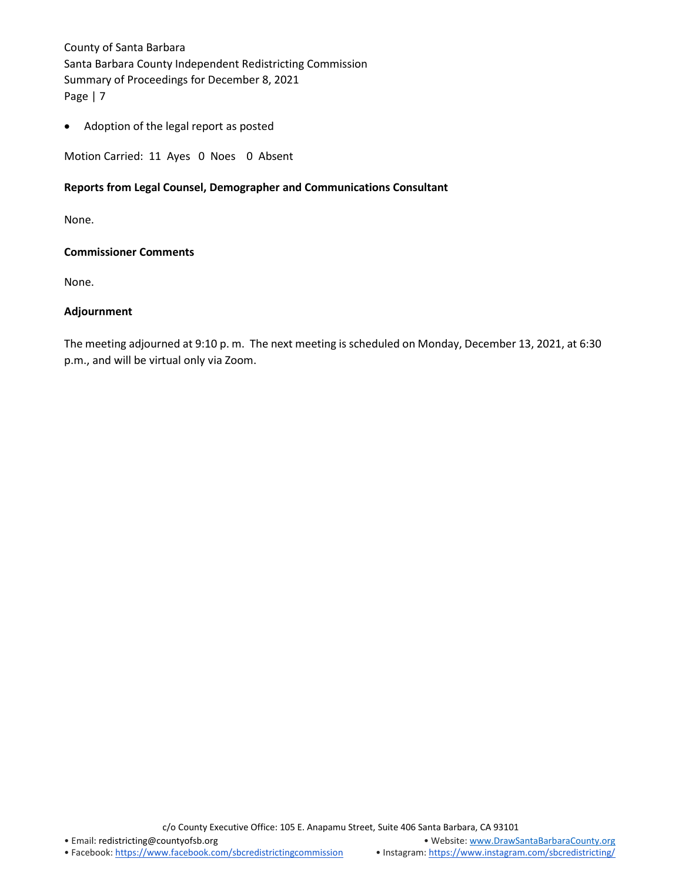- Adoption of the legal report as posted

Motion Carried: 11 Ayes 0 Noes 0 Absent

**Reports from Legal Counsel, Demographer and Communications Consultant**

None.

**Commissioner Comments**

None.

**Adjournment**

The meeting adjourned at 9:10 p. m. The next meeting is scheduled on Monday, December 13, 2021, at 6:30 p.m., and will be virtual only via Zoom.